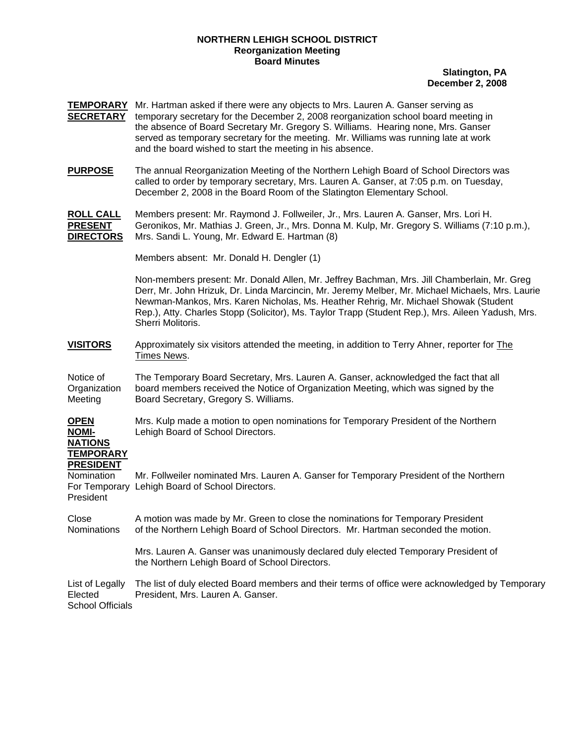**NORTHERN LEHIGH SCHOOL DISTRICT**
**Reorganization Meeting**
**Board Minutes**

**Slatington, PA**
**December 2, 2008**

**TEMPORARY SECRETARY** Mr. Hartman asked if there were any objects to Mrs. Lauren A. Ganser serving as temporary secretary for the December 2, 2008 reorganization school board meeting in the absence of Board Secretary Mr. Gregory S. Williams. Hearing none, Mrs. Ganser served as temporary secretary for the meeting. Mr. Williams was running late at work and the board wished to start the meeting in his absence.

**PURPOSE** The annual Reorganization Meeting of the Northern Lehigh Board of School Directors was called to order by temporary secretary, Mrs. Lauren A. Ganser, at 7:05 p.m. on Tuesday, December 2, 2008 in the Board Room of the Slatington Elementary School.

**ROLL CALL PRESENT DIRECTORS** Members present: Mr. Raymond J. Follweiler, Jr., Mrs. Lauren A. Ganser, Mrs. Lori H. Geronikos, Mr. Mathias J. Green, Jr., Mrs. Donna M. Kulp, Mr. Gregory S. Williams (7:10 p.m.), Mrs. Sandi L. Young, Mr. Edward E. Hartman (8)

Members absent: Mr. Donald H. Dengler (1)

Non-members present: Mr. Donald Allen, Mr. Jeffrey Bachman, Mrs. Jill Chamberlain, Mr. Greg Derr, Mr. John Hrizuk, Dr. Linda Marcincin, Mr. Jeremy Melber, Mr. Michael Michaels, Mrs. Laurie Newman-Mankos, Mrs. Karen Nicholas, Ms. Heather Rehrig, Mr. Michael Showak (Student Rep.), Atty. Charles Stopp (Solicitor), Ms. Taylor Trapp (Student Rep.), Mrs. Aileen Yadush, Mrs. Sherri Molitoris.

**VISITORS** Approximately six visitors attended the meeting, in addition to Terry Ahner, reporter for The Times News.

Notice of Organization Meeting The Temporary Board Secretary, Mrs. Lauren A. Ganser, acknowledged the fact that all board members received the Notice of Organization Meeting, which was signed by the Board Secretary, Gregory S. Williams.

**OPEN NOMINATIONS TEMPORARY PRESIDENT** Mrs. Kulp made a motion to open nominations for Temporary President of the Northern Lehigh Board of School Directors.

Nomination For Temporary President Mr. Follweiler nominated Mrs. Lauren A. Ganser for Temporary President of the Northern Lehigh Board of School Directors.

Close Nominations A motion was made by Mr. Green to close the nominations for Temporary President of the Northern Lehigh Board of School Directors. Mr. Hartman seconded the motion.

Mrs. Lauren A. Ganser was unanimously declared duly elected Temporary President of the Northern Lehigh Board of School Directors.

List of Legally Elected School Officials The list of duly elected Board members and their terms of office were acknowledged by Temporary President, Mrs. Lauren A. Ganser.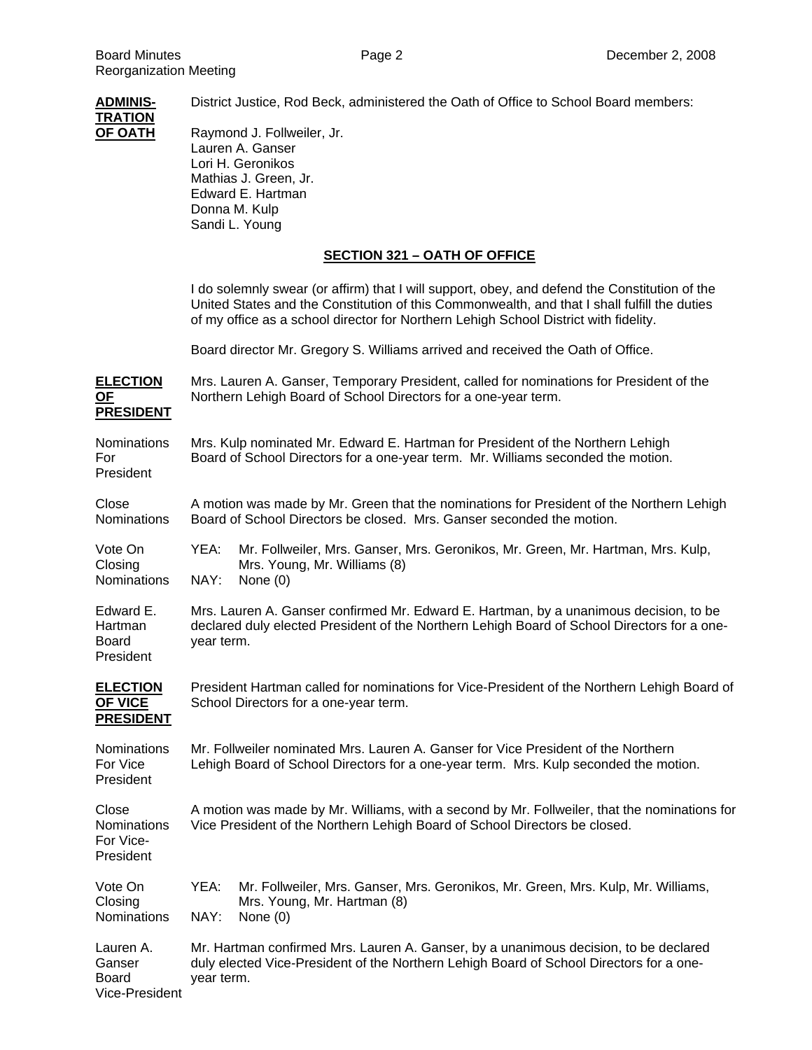**ADMINISTRATION OF OATH**

District Justice, Rod Beck, administered the Oath of Office to School Board members:

Raymond J. Follweiler, Jr.
Lauren A. Ganser
Lori H. Geronikos
Mathias J. Green, Jr.
Edward E. Hartman
Donna M. Kulp
Sandi L. Young

## SECTION 321 – OATH OF OFFICE

I do solemnly swear (or affirm) that I will support, obey, and defend the Constitution of the United States and the Constitution of this Commonwealth, and that I shall fulfill the duties of my office as a school director for Northern Lehigh School District with fidelity.

Board director Mr. Gregory S. Williams arrived and received the Oath of Office.

**ELECTION OF PRESIDENT**

Mrs. Lauren A. Ganser, Temporary President, called for nominations for President of the Northern Lehigh Board of School Directors for a one-year term.

Nominations For President

Mrs. Kulp nominated Mr. Edward E. Hartman for President of the Northern Lehigh Board of School Directors for a one-year term. Mr. Williams seconded the motion.

Close Nominations

A motion was made by Mr. Green that the nominations for President of the Northern Lehigh Board of School Directors be closed. Mrs. Ganser seconded the motion.

Vote On Closing Nominations

YEA: Mr. Follweiler, Mrs. Ganser, Mrs. Geronikos, Mr. Green, Mr. Hartman, Mrs. Kulp, Mrs. Young, Mr. Williams (8)
NAY: None (0)

Edward E. Hartman Board President

Mrs. Lauren A. Ganser confirmed Mr. Edward E. Hartman, by a unanimous decision, to be declared duly elected President of the Northern Lehigh Board of School Directors for a one-year term.

**ELECTION OF VICE PRESIDENT**

President Hartman called for nominations for Vice-President of the Northern Lehigh Board of School Directors for a one-year term.

Nominations For Vice President

Mr. Follweiler nominated Mrs. Lauren A. Ganser for Vice President of the Northern Lehigh Board of School Directors for a one-year term. Mrs. Kulp seconded the motion.

Close Nominations For Vice-President

A motion was made by Mr. Williams, with a second by Mr. Follweiler, that the nominations for Vice President of the Northern Lehigh Board of School Directors be closed.

Vote On Closing Nominations

YEA: Mr. Follweiler, Mrs. Ganser, Mrs. Geronikos, Mr. Green, Mrs. Kulp, Mr. Williams, Mrs. Young, Mr. Hartman (8)
NAY: None (0)

Lauren A. Ganser Board Vice-President

Mr. Hartman confirmed Mrs. Lauren A. Ganser, by a unanimous decision, to be declared duly elected Vice-President of the Northern Lehigh Board of School Directors for a one-year term.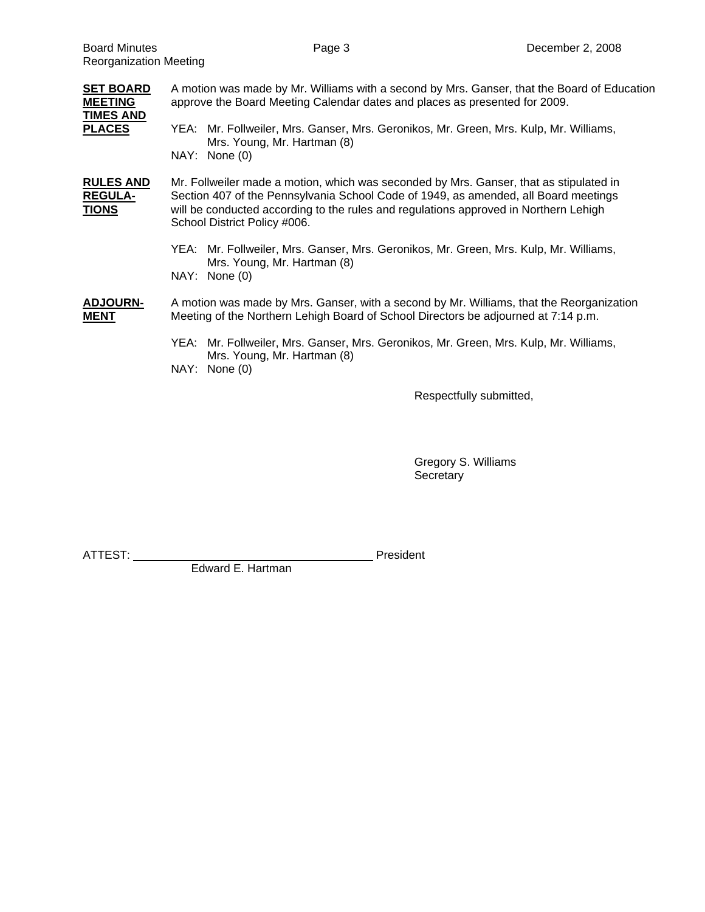**SET BOARD MEETING TIMES AND PLACES**

A motion was made by Mr. Williams with a second by Mrs. Ganser, that the Board of Education approve the Board Meeting Calendar dates and places as presented for 2009.

YEA: Mr. Follweiler, Mrs. Ganser, Mrs. Geronikos, Mr. Green, Mrs. Kulp, Mr. Williams, Mrs. Young, Mr. Hartman (8)
NAY: None (0)

**RULES AND REGULATIONS**

Mr. Follweiler made a motion, which was seconded by Mrs. Ganser, that as stipulated in Section 407 of the Pennsylvania School Code of 1949, as amended, all Board meetings will be conducted according to the rules and regulations approved in Northern Lehigh School District Policy #006.

YEA: Mr. Follweiler, Mrs. Ganser, Mrs. Geronikos, Mr. Green, Mrs. Kulp, Mr. Williams, Mrs. Young, Mr. Hartman (8)
NAY: None (0)

**ADJOURNMENT**

A motion was made by Mrs. Ganser, with a second by Mr. Williams, that the Reorganization Meeting of the Northern Lehigh Board of School Directors be adjourned at 7:14 p.m.

YEA: Mr. Follweiler, Mrs. Ganser, Mrs. Geronikos, Mr. Green, Mrs. Kulp, Mr. Williams, Mrs. Young, Mr. Hartman (8)
NAY: None (0)

Respectfully submitted,

Gregory S. Williams
Secretary

ATTEST: ______________________________ President
Edward E. Hartman